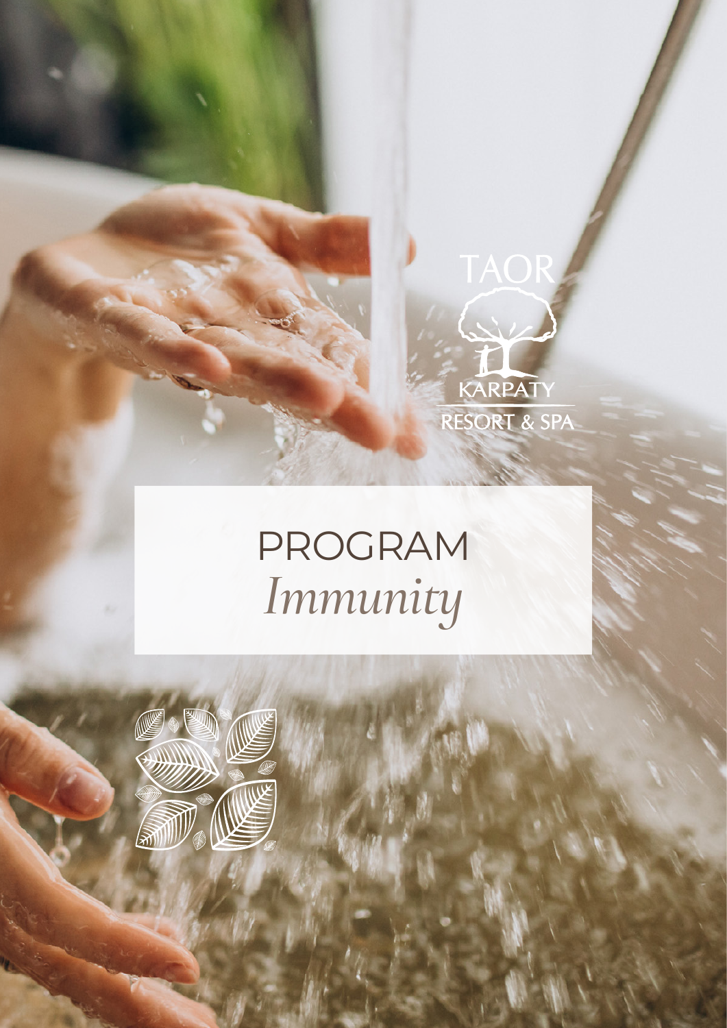TAOR

KARPATY

RESORT & SPA

# PROGRAM
*Immunity*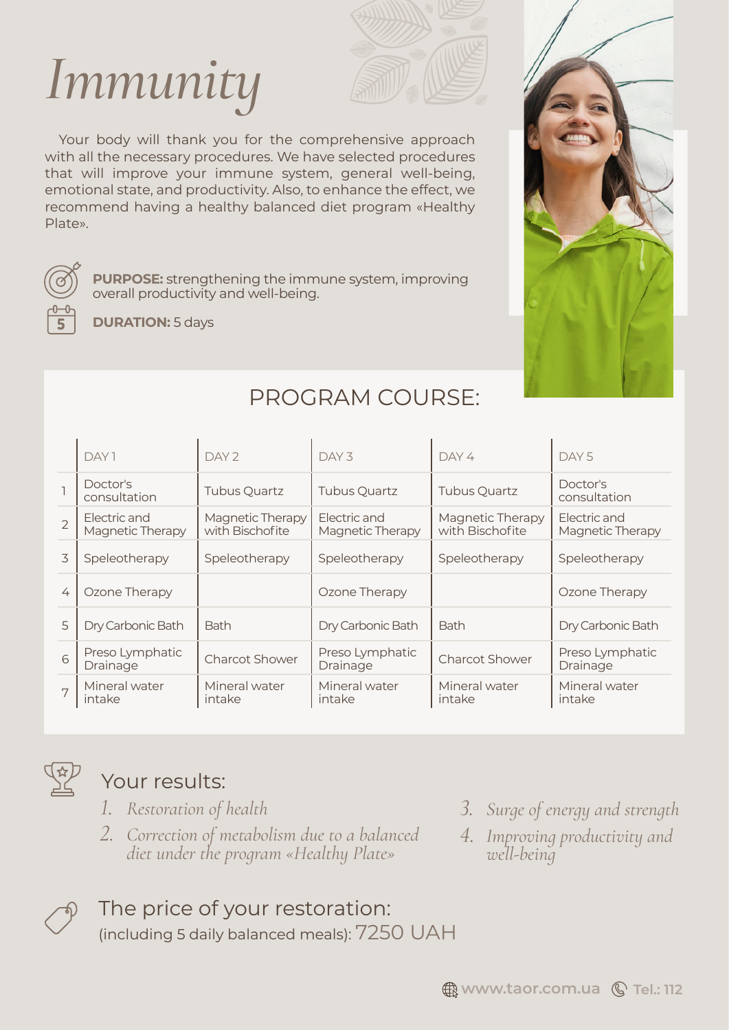# *Immunity*

Your body will thank you for the comprehensive approach with all the necessary procedures. We have selected procedures that will improve your immune system, general well-being, emotional state, and productivity. Also, to enhance the effect, we recommend having a healthy balanced diet program «Healthy Plate».

**PURPOSE:** strengthening the immune system, improving overall productivity and well-being.

**DURATION:** 5 days

## PROGRAM COURSE:

| | DAY 1 | DAY 2 | DAY 3 | DAY 4 | DAY 5 |
|---|---|---|---|---|---|
| 1 | Doctor's consultation | Tubus Quartz | Tubus Quartz | Tubus Quartz | Doctor's consultation |
| 2 | Electric and Magnetic Therapy | Magnetic Therapy with Bischofite | Electric and Magnetic Therapy | Magnetic Therapy with Bischofite | Electric and Magnetic Therapy |
| 3 | Speleotherapy | Speleotherapy | Speleotherapy | Speleotherapy | Speleotherapy |
| 4 | Ozone Therapy | | Ozone Therapy | | Ozone Therapy |
| 5 | Dry Carbonic Bath | Bath | Dry Carbonic Bath | Bath | Dry Carbonic Bath |
| 6 | Preso Lymphatic Drainage | Charcot Shower | Preso Lymphatic Drainage | Charcot Shower | Preso Lymphatic Drainage |
| 7 | Mineral water intake | Mineral water intake | Mineral water intake | Mineral water intake | Mineral water intake |

## Your results:

1. *Restoration of health*
2. *Correction of metabolism due to a balanced diet under the program «Healthy Plate»*
3. *Surge of energy and strength*
4. *Improving productivity and well-being*

## The price of your restoration:

(including 5 daily balanced meals): 7250 UAH

www.taor.com.ua Tel.: 112